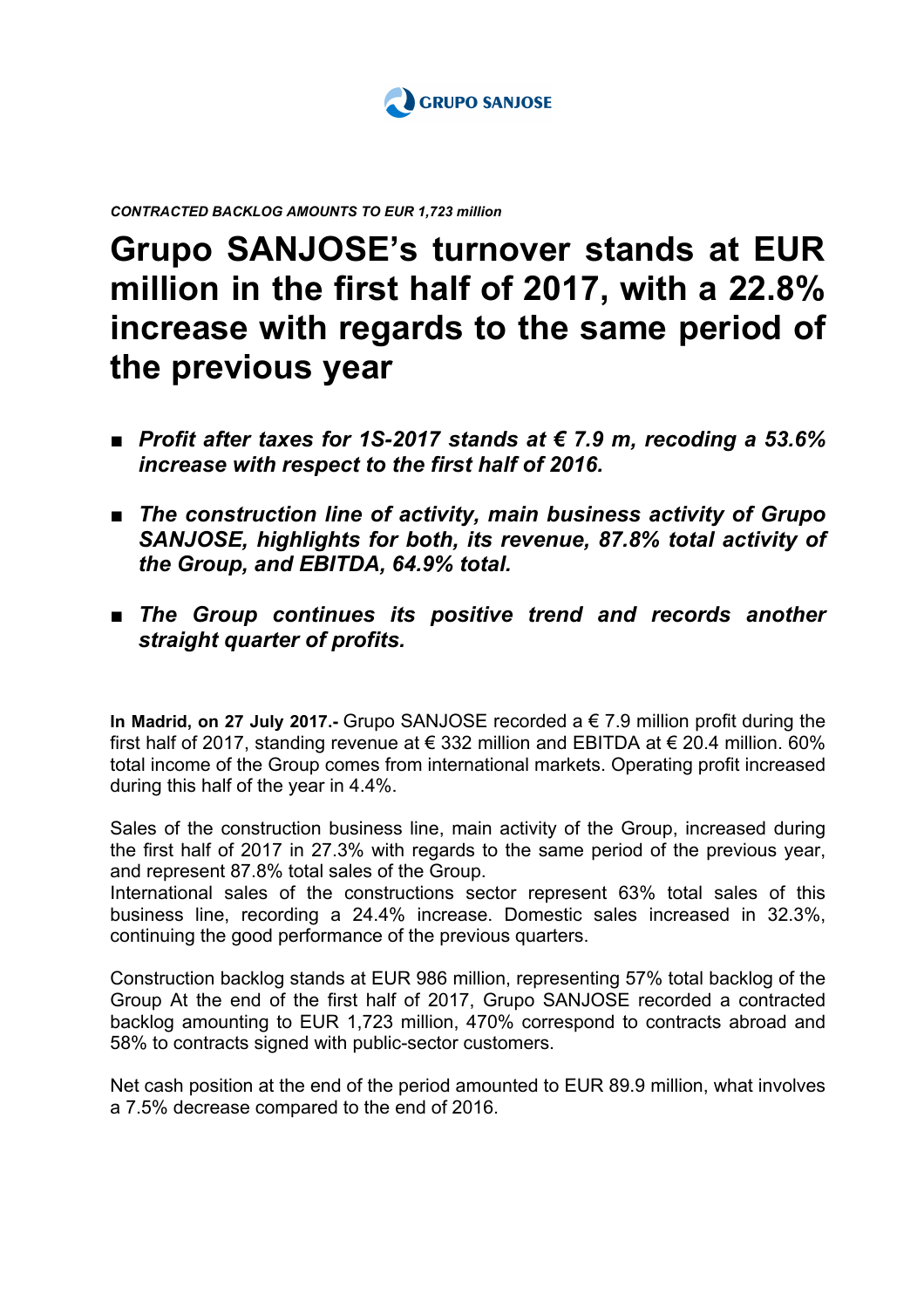GRUPO SANJOSE

***CONTRACTED BACKLOG AMOUNTS TO EUR 1,723 million***

# Grupo SANJOSE's turnover stands at EUR million in the first half of 2017, with a 22.8% increase with regards to the same period of the previous year

- ***Profit after taxes for 1S-2017 stands at € 7.9 m, recoding a 53.6% increase with respect to the first half of 2016.***
- ***The construction line of activity, main business activity of Grupo SANJOSE, highlights for both, its revenue, 87.8% total activity of the Group, and EBITDA, 64.9% total.***
- ***The Group continues its positive trend and records another straight quarter of profits.***

**In Madrid, on 27 July 2017.-** Grupo SANJOSE recorded a € 7.9 million profit during the first half of 2017, standing revenue at € 332 million and EBITDA at € 20.4 million. 60% total income of the Group comes from international markets. Operating profit increased during this half of the year in 4.4%.

Sales of the construction business line, main activity of the Group, increased during the first half of 2017 in 27.3% with regards to the same period of the previous year, and represent 87.8% total sales of the Group.
International sales of the constructions sector represent 63% total sales of this business line, recording a 24.4% increase. Domestic sales increased in 32.3%, continuing the good performance of the previous quarters.

Construction backlog stands at EUR 986 million, representing 57% total backlog of the Group At the end of the first half of 2017, Grupo SANJOSE recorded a contracted backlog amounting to EUR 1,723 million, 470% correspond to contracts abroad and 58% to contracts signed with public-sector customers.

Net cash position at the end of the period amounted to EUR 89.9 million, what involves a 7.5% decrease compared to the end of 2016.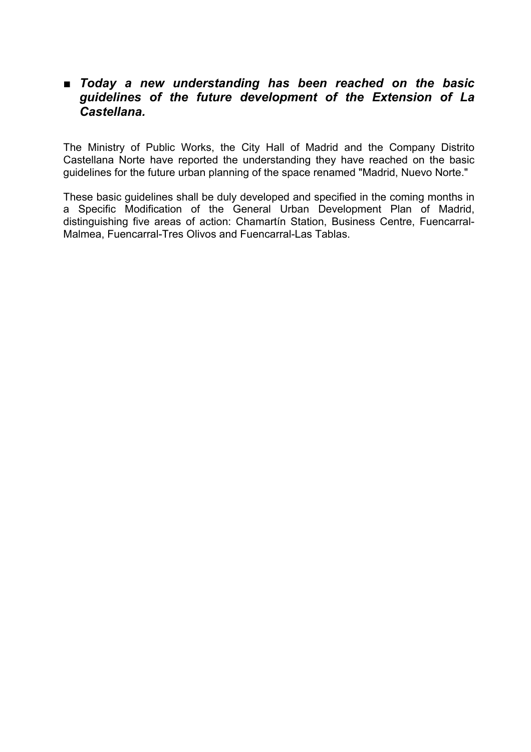■ ***Today a new understanding has been reached on the basic guidelines of the future development of the Extension of La Castellana.***

The Ministry of Public Works, the City Hall of Madrid and the Company Distrito Castellana Norte have reported the understanding they have reached on the basic guidelines for the future urban planning of the space renamed "Madrid, Nuevo Norte."

These basic guidelines shall be duly developed and specified in the coming months in a Specific Modification of the General Urban Development Plan of Madrid, distinguishing five areas of action: Chamartín Station, Business Centre, Fuencarral-Malmea, Fuencarral-Tres Olivos and Fuencarral-Las Tablas.